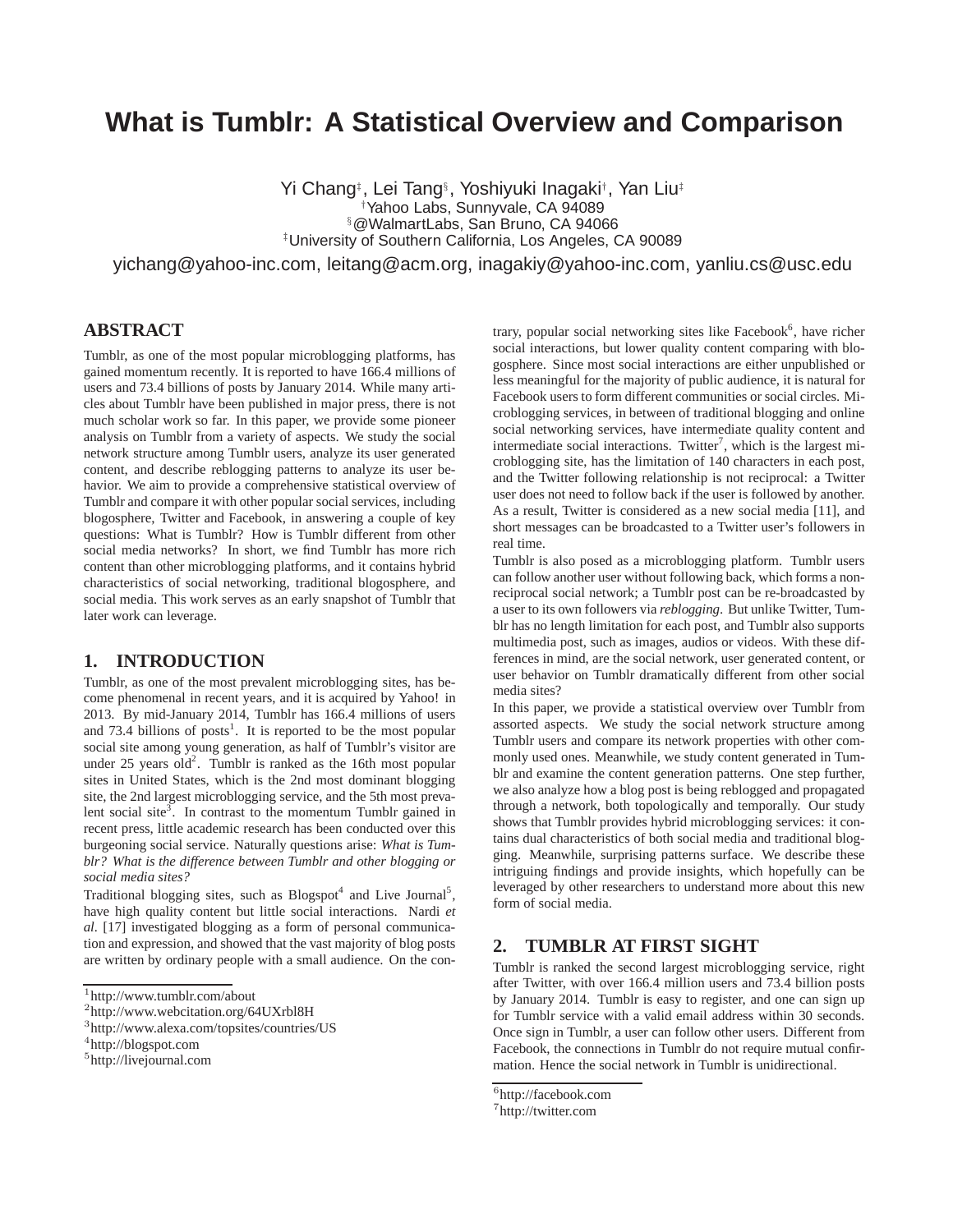# What is Tumblr: A Statistical Overview and Comparison

Yi Chang[‡], Lei Tang[§], Yoshiyuki Inagaki[†], Yan Liu[‡]

[†]Yahoo Labs, Sunnyvale, CA 94089

[§]@WalmartLabs, San Bruno, CA 94066

[‡]University of Southern California, Los Angeles, CA 90089

yichang@yahoo-inc.com, leitang@acm.org, inagakiy@yahoo-inc.com, yanliu.cs@usc.edu

## ABSTRACT

Tumblr, as one of the most popular microblogging platforms, has gained momentum recently. It is reported to have 166.4 millions of users and 73.4 billions of posts by January 2014. While many articles about Tumblr have been published in major press, there is not much scholar work so far. In this paper, we provide some pioneer analysis on Tumblr from a variety of aspects. We study the social network structure among Tumblr users, analyze its user generated content, and describe reblogging patterns to analyze its user behavior. We aim to provide a comprehensive statistical overview of Tumblr and compare it with other popular social services, including blogosphere, Twitter and Facebook, in answering a couple of key questions: What is Tumblr? How is Tumblr different from other social media networks? In short, we find Tumblr has more rich content than other microblogging platforms, and it contains hybrid characteristics of social networking, traditional blogosphere, and social media. This work serves as an early snapshot of Tumblr that later work can leverage.

## 1. INTRODUCTION

Tumblr, as one of the most prevalent microblogging sites, has become phenomenal in recent years, and it is acquired by Yahoo! in 2013. By mid-January 2014, Tumblr has 166.4 millions of users and 73.4 billions of posts[1]. It is reported to be the most popular social site among young generation, as half of Tumblr's visitor are under 25 years old[2]. Tumblr is ranked as the 16th most popular sites in United States, which is the 2nd most dominant blogging site, the 2nd largest microblogging service, and the 5th most prevalent social site[3]. In contrast to the momentum Tumblr gained in recent press, little academic research has been conducted over this burgeoning social service. Naturally questions arise: *What is Tumblr? What is the difference between Tumblr and other blogging or social media sites?*

Traditional blogging sites, such as Blogspot[4] and Live Journal[5], have high quality content but little social interactions. Nardi *et al.* [17] investigated blogging as a form of personal communication and expression, and showed that the vast majority of blog posts are written by ordinary people with a small audience. On the contrary, popular social networking sites like Facebook[6], have richer social interactions, but lower quality content comparing with blogosphere. Since most social interactions are either unpublished or less meaningful for the majority of public audience, it is natural for Facebook users to form different communities or social circles. Microblogging services, in between of traditional blogging and online social networking services, have intermediate quality content and intermediate social interactions. Twitter[7], which is the largest microblogging site, has the limitation of 140 characters in each post, and the Twitter following relationship is not reciprocal: a Twitter user does not need to follow back if the user is followed by another. As a result, Twitter is considered as a new social media [11], and short messages can be broadcasted to a Twitter user's followers in real time.

Tumblr is also posed as a microblogging platform. Tumblr users can follow another user without following back, which forms a non-reciprocal social network; a Tumblr post can be re-broadcasted by a user to its own followers via *reblogging*. But unlike Twitter, Tumblr has no length limitation for each post, and Tumblr also supports multimedia post, such as images, audios or videos. With these differences in mind, are the social network, user generated content, or user behavior on Tumblr dramatically different from other social media sites?

In this paper, we provide a statistical overview over Tumblr from assorted aspects. We study the social network structure among Tumblr users and compare its network properties with other commonly used ones. Meanwhile, we study content generated in Tumblr and examine the content generation patterns. One step further, we also analyze how a blog post is being reblogged and propagated through a network, both topologically and temporally. Our study shows that Tumblr provides hybrid microblogging services: it contains dual characteristics of both social media and traditional blogging. Meanwhile, surprising patterns surface. We describe these intriguing findings and provide insights, which hopefully can be leveraged by other researchers to understand more about this new form of social media.

## 2. TUMBLR AT FIRST SIGHT

Tumblr is ranked the second largest microblogging service, right after Twitter, with over 166.4 million users and 73.4 billion posts by January 2014. Tumblr is easy to register, and one can sign up for Tumblr service with a valid email address within 30 seconds. Once sign in Tumblr, a user can follow other users. Different from Facebook, the connections in Tumblr do not require mutual confirmation. Hence the social network in Tumblr is unidirectional.

---

[1] http://www.tumblr.com/about

[2] http://www.webcitation.org/64UXrbl8H

[3] http://www.alexa.com/topsites/countries/US

[4] http://blogspot.com

[5] http://livejournal.com

[6] http://facebook.com

[7] http://twitter.com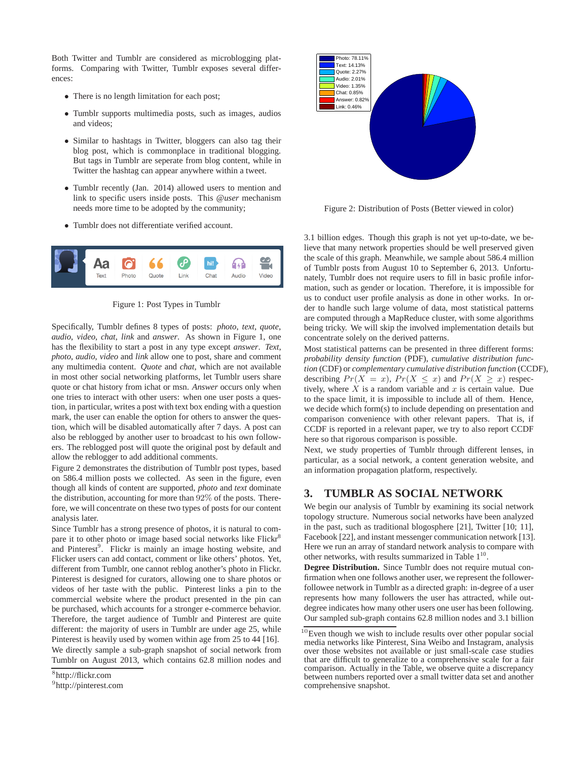Both Twitter and Tumblr are considered as microblogging platforms. Comparing with Twitter, Tumblr exposes several differences:

- There is no length limitation for each post;
- Tumblr supports multimedia posts, such as images, audios and videos;
- Similar to hashtags in Twitter, bloggers can also tag their blog post, which is commonplace in traditional blogging. But tags in Tumblr are seperate from blog content, while in Twitter the hashtag can appear anywhere within a tweet.
- Tumblr recently (Jan. 2014) allowed users to mention and link to specific users inside posts. This *@user* mechanism needs more time to be adopted by the community;
- Tumblr does not differentiate verified account.

Figure 1: Post Types in Tumblr

Specifically, Tumblr defines 8 types of posts: *photo*, *text*, *quote*, *audio*, *video*, *chat*, *link* and *answer*. As shown in Figure 1, one has the flexibility to start a post in any type except *answer*. *Text*, *photo*, *audio*, *video* and *link* allow one to post, share and comment any multimedia content. *Quote* and *chat*, which are not available in most other social networking platforms, let Tumblr users share quote or chat history from ichat or msn. *Answer* occurs only when one tries to interact with other users: when one user posts a question, in particular, writes a post with text box ending with a question mark, the user can enable the option for others to answer the question, which will be disabled automatically after 7 days. A post can also be reblogged by another user to broadcast to his own followers. The reblogged post will quote the original post by default and allow the reblogger to add additional comments.

Figure 2 demonstrates the distribution of Tumblr post types, based on 586.4 million posts we collected. As seen in the figure, even though all kinds of content are supported, *photo* and *text* dominate the distribution, accounting for more than $92\%$ of the posts. Therefore, we will concentrate on these two types of posts for our content analysis later.

Since Tumblr has a strong presence of photos, it is natural to compare it to other photo or image based social networks like Flickr[8] and Pinterest[9]. Flickr is mainly an image hosting website, and Flicker users can add contact, comment or like others' photos. Yet, different from Tumblr, one cannot reblog another's photo in Flickr. Pinterest is designed for curators, allowing one to share photos or videos of her taste with the public. Pinterest links a pin to the commercial website where the product presented in the pin can be purchased, which accounts for a stronger e-commerce behavior. Therefore, the target audience of Tumblr and Pinterest are quite different: the majority of users in Tumblr are under age 25, while Pinterest is heavily used by women within age from 25 to 44 [16].

We directly sample a sub-graph snapshot of social network from Tumblr on August 2013, which contains 62.8 million nodes and 3.1 billion edges. Though this graph is not yet up-to-date, we believe that many network properties should be well preserved given the scale of this graph. Meanwhile, we sample about 586.4 million of Tumblr posts from August 10 to September 6, 2013. Unfortunately, Tumblr does not require users to fill in basic profile information, such as gender or location. Therefore, it is impossible for us to conduct user profile analysis as done in other works. In order to handle such large volume of data, most statistical patterns are computed through a MapReduce cluster, with some algorithms being tricky. We will skip the involved implementation details but concentrate solely on the derived patterns.

Figure 2: Distribution of Posts (Better viewed in color)

Most statistical patterns can be presented in three different forms: *probability density function* (PDF), *cumulative distribution function* (CDF) or *complementary cumulative distribution function* (CCDF), describing $Pr(X = x)$, $Pr(X \leq x)$ and $Pr(X \geq x)$ respectively, where $X$ is a random variable and $x$ is certain value. Due to the space limit, it is impossible to include all of them. Hence, we decide which form(s) to include depending on presentation and comparison convenience with other relevant papers. That is, if CCDF is reported in a relevant paper, we try to also report CCDF here so that rigorous comparison is possible.

Next, we study properties of Tumblr through different lenses, in particular, as a social network, a content generation website, and an information propagation platform, respectively.

## 3. TUMBLR AS SOCIAL NETWORK

We begin our analysis of Tumblr by examining its social network topology structure. Numerous social networks have been analyzed in the past, such as traditional blogosphere [21], Twitter [10; 11], Facebook [22], and instant messenger communication network [13]. Here we run an array of standard network analysis to compare with other networks, with results summarized in Table 1[10].

**Degree Distribution.** Since Tumblr does not require mutual confirmation when one follows another user, we represent the follower-followee network in Tumblr as a directed graph: in-degree of a user represents how many followers the user has attracted, while out-degree indicates how many other users one user has been following. Our sampled sub-graph contains 62.8 million nodes and 3.1 billion

[8] http://flickr.com

[9] http://pinterest.com

[10] Even though we wish to include results over other popular social media networks like Pinterest, Sina Weibo and Instagram, analysis over those websites not available or just small-scale case studies that are difficult to generalize to a comprehensive scale for a fair comparison. Actually in the Table, we observe quite a discrepancy between numbers reported over a small twitter data set and another comprehensive snapshot.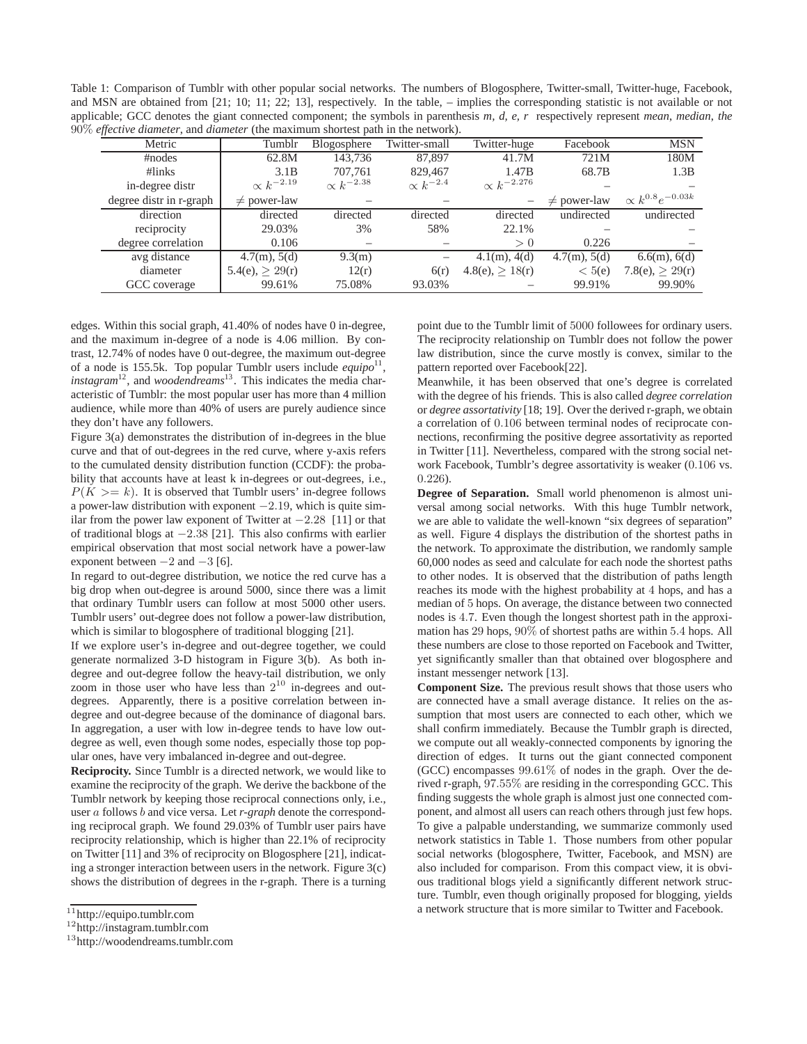Table 1: Comparison of Tumblr with other popular social networks. The numbers of Blogosphere, Twitter-small, Twitter-huge, Facebook, and MSN are obtained from [21; 10; 11; 22; 13], respectively. In the table, – implies the corresponding statistic is not available or not applicable; GCC denotes the giant connected component; the symbols in parenthesis *m, d, e, r* respectively represent *mean, median, the* 90% *effective diameter*, and *diameter* (the maximum shortest path in the network).

| Metric | Tumblr | Blogosphere | Twitter-small | Twitter-huge | Facebook | MSN |
|---|---|---|---|---|---|---|
| #nodes | 62.8M | 143,736 | 87,897 | 41.7M | 721M | 180M |
| #links | 3.1B | 707,761 | 829,467 | 1.47B | 68.7B | 1.3B |
| in-degree distr | $\propto k^{-2.19}$ | $\propto k^{-2.38}$ | $\propto k^{-2.4}$ | $\propto k^{-2.276}$ | – | – |
| degree distr in r-graph | $\neq$ power-law | – | – | – | $\neq$ power-law | $\propto k^{0.8}e^{-0.03k}$ |
| direction | directed | directed | directed | directed | undirected | undirected |
| reciprocity | 29.03% | 3% | 58% | 22.1% | – | – |
| degree correlation | 0.106 | – | – | $> 0$ | 0.226 | – |
| avg distance | 4.7(m), 5(d) | 9.3(m) | – | 4.1(m), 4(d) | 4.7(m), 5(d) | 6.6(m), 6(d) |
| diameter | 5.4(e), $\geq$ 29(r) | 12(r) | 6(r) | 4.8(e), $\geq$ 18(r) | $<$ 5(e) | 7.8(e), $\geq$ 29(r) |
| GCC coverage | 99.61% | 75.08% | 93.03% | – | 99.91% | 99.90% |

edges. Within this social graph, 41.40% of nodes have 0 in-degree, and the maximum in-degree of a node is 4.06 million. By contrast, 12.74% of nodes have 0 out-degree, the maximum out-degree of a node is 155.5k. Top popular Tumblr users include *equipo*[11], *instagram*[12], and *woodendreams*[13]. This indicates the media characteristic of Tumblr: the most popular user has more than 4 million audience, while more than 40% of users are purely audience since they don't have any followers.

Figure 3(a) demonstrates the distribution of in-degrees in the blue curve and that of out-degrees in the red curve, where y-axis refers to the cumulated density distribution function (CCDF): the probability that accounts have at least k in-degrees or out-degrees, i.e., $P(K >= k)$. It is observed that Tumblr users' in-degree follows a power-law distribution with exponent $-2.19$, which is quite similar from the power law exponent of Twitter at $-2.28$ [11] or that of traditional blogs at $-2.38$ [21]. This also confirms with earlier empirical observation that most social network have a power-law exponent between $-2$ and $-3$ [6].

In regard to out-degree distribution, we notice the red curve has a big drop when out-degree is around 5000, since there was a limit that ordinary Tumblr users can follow at most 5000 other users. Tumblr users' out-degree does not follow a power-law distribution, which is similar to blogosphere of traditional blogging [21].

If we explore user's in-degree and out-degree together, we could generate normalized 3-D histogram in Figure 3(b). As both in-degree and out-degree follow the heavy-tail distribution, we only zoom in those user who have less than $2^{10}$ in-degrees and out-degrees. Apparently, there is a positive correlation between in-degree and out-degree because of the dominance of diagonal bars. In aggregation, a user with low in-degree tends to have low out-degree as well, even though some nodes, especially those top popular ones, have very imbalanced in-degree and out-degree.

**Reciprocity.** Since Tumblr is a directed network, we would like to examine the reciprocity of the graph. We derive the backbone of the Tumblr network by keeping those reciprocal connections only, i.e., user $a$ follows $b$ and vice versa. Let *r-graph* denote the corresponding reciprocal graph. We found 29.03% of Tumblr user pairs have reciprocity relationship, which is higher than 22.1% of reciprocity on Twitter [11] and 3% of reciprocity on Blogosphere [21], indicating a stronger interaction between users in the network. Figure 3(c) shows the distribution of degrees in the r-graph. There is a turning point due to the Tumblr limit of 5000 followees for ordinary users. The reciprocity relationship on Tumblr does not follow the power law distribution, since the curve mostly is convex, similar to the pattern reported over Facebook[22].

Meanwhile, it has been observed that one's degree is correlated with the degree of his friends. This is also called *degree correlation* or *degree assortativity* [18; 19]. Over the derived r-graph, we obtain a correlation of 0.106 between terminal nodes of reciprocate connections, reconfirming the positive degree assortativity as reported in Twitter [11]. Nevertheless, compared with the strong social network Facebook, Tumblr's degree assortativity is weaker (0.106 vs. 0.226).

**Degree of Separation.** Small world phenomenon is almost universal among social networks. With this huge Tumblr network, we are able to validate the well-known "six degrees of separation" as well. Figure 4 displays the distribution of the shortest paths in the network. To approximate the distribution, we randomly sample 60,000 nodes as seed and calculate for each node the shortest paths to other nodes. It is observed that the distribution of paths length reaches its mode with the highest probability at 4 hops, and has a median of 5 hops. On average, the distance between two connected nodes is 4.7. Even though the longest shortest path in the approximation has 29 hops, 90% of shortest paths are within 5.4 hops. All these numbers are close to those reported on Facebook and Twitter, yet significantly smaller than that obtained over blogosphere and instant messenger network [13].

**Component Size.** The previous result shows that those users who are connected have a small average distance. It relies on the assumption that most users are connected to each other, which we shall confirm immediately. Because the Tumblr graph is directed, we compute out all weakly-connected components by ignoring the direction of edges. It turns out the giant connected component (GCC) encompasses 99.61% of nodes in the graph. Over the derived r-graph, 97.55% are residing in the corresponding GCC. This finding suggests the whole graph is almost just one connected component, and almost all users can reach others through just few hops.

To give a palpable understanding, we summarize commonly used network statistics in Table 1. Those numbers from other popular social networks (blogosphere, Twitter, Facebook, and MSN) are also included for comparison. From this compact view, it is obvious traditional blogs yield a significantly different network structure. Tumblr, even though originally proposed for blogging, yields a network structure that is more similar to Twitter and Facebook.

[11] http://equipo.tumblr.com

[12] http://instagram.tumblr.com

[13] http://woodendreams.tumblr.com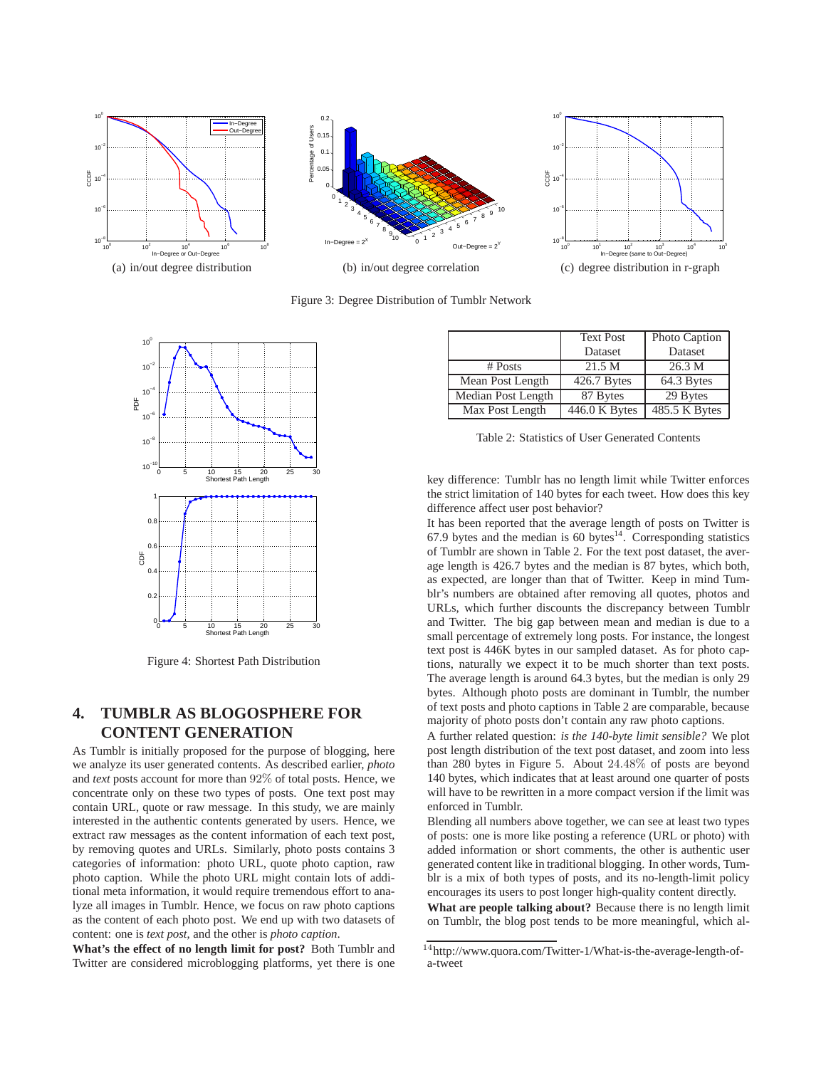(a) in/out degree distribution

(b) in/out degree correlation

(c) degree distribution in r-graph

Figure 3: Degree Distribution of Tumblr Network

Figure 4: Shortest Path Distribution

## 4. TUMBLR AS BLOGOSPHERE FOR CONTENT GENERATION

As Tumblr is initially proposed for the purpose of blogging, here we analyze its user generated contents. As described earlier, *photo* and *text* posts account for more than 92% of total posts. Hence, we concentrate only on these two types of posts. One text post may contain URL, quote or raw message. In this study, we are mainly interested in the authentic contents generated by users. Hence, we extract raw messages as the content information of each text post, by removing quotes and URLs. Similarly, photo posts contains 3 categories of information: photo URL, quote photo caption, raw photo caption. While the photo URL might contain lots of additional meta information, it would require tremendous effort to analyze all images in Tumblr. Hence, we focus on raw photo captions as the content of each photo post. We end up with two datasets of content: one is *text post*, and the other is *photo caption*.

**What's the effect of no length limit for post?** Both Tumblr and Twitter are considered microblogging platforms, yet there is one key difference: Tumblr has no length limit while Twitter enforces the strict limitation of 140 bytes for each tweet. How does this key difference affect user post behavior?

| | Text Post Dataset | Photo Caption Dataset |
|---|---|---|
| # Posts | 21.5 M | 26.3 M |
| Mean Post Length | 426.7 Bytes | 64.3 Bytes |
| Median Post Length | 87 Bytes | 29 Bytes |
| Max Post Length | 446.0 K Bytes | 485.5 K Bytes |

Table 2: Statistics of User Generated Contents

It has been reported that the average length of posts on Twitter is 67.9 bytes and the median is 60 bytes[14]. Corresponding statistics of Tumblr are shown in Table 2. For the text post dataset, the average length is 426.7 bytes and the median is 87 bytes, which both, as expected, are longer than that of Twitter. Keep in mind Tumblr's numbers are obtained after removing all quotes, photos and URLs, which further discounts the discrepancy between Tumblr and Twitter. The big gap between mean and median is due to a small percentage of extremely long posts. For instance, the longest text post is 446K bytes in our sampled dataset. As for photo captions, naturally we expect it to be much shorter than text posts. The average length is around 64.3 bytes, but the median is only 29 bytes. Although photo posts are dominant in Tumblr, the number of text posts and photo captions in Table 2 are comparable, because majority of photo posts don't contain any raw photo captions.

A further related question: *is the 140-byte limit sensible?* We plot post length distribution of the text post dataset, and zoom into less than 280 bytes in Figure 5. About 24.48% of posts are beyond 140 bytes, which indicates that at least around one quarter of posts will have to be rewritten in a more compact version if the limit was enforced in Tumblr.

Blending all numbers above together, we can see at least two types of posts: one is more like posting a reference (URL or photo) with added information or short comments, the other is authentic user generated content like in traditional blogging. In other words, Tumblr is a mix of both types of posts, and its no-length-limit policy encourages its users to post longer high-quality content directly.

**What are people talking about?** Because there is no length limit on Tumblr, the blog post tends to be more meaningful, which al-

[14] http://www.quora.com/Twitter-1/What-is-the-average-length-of-a-tweet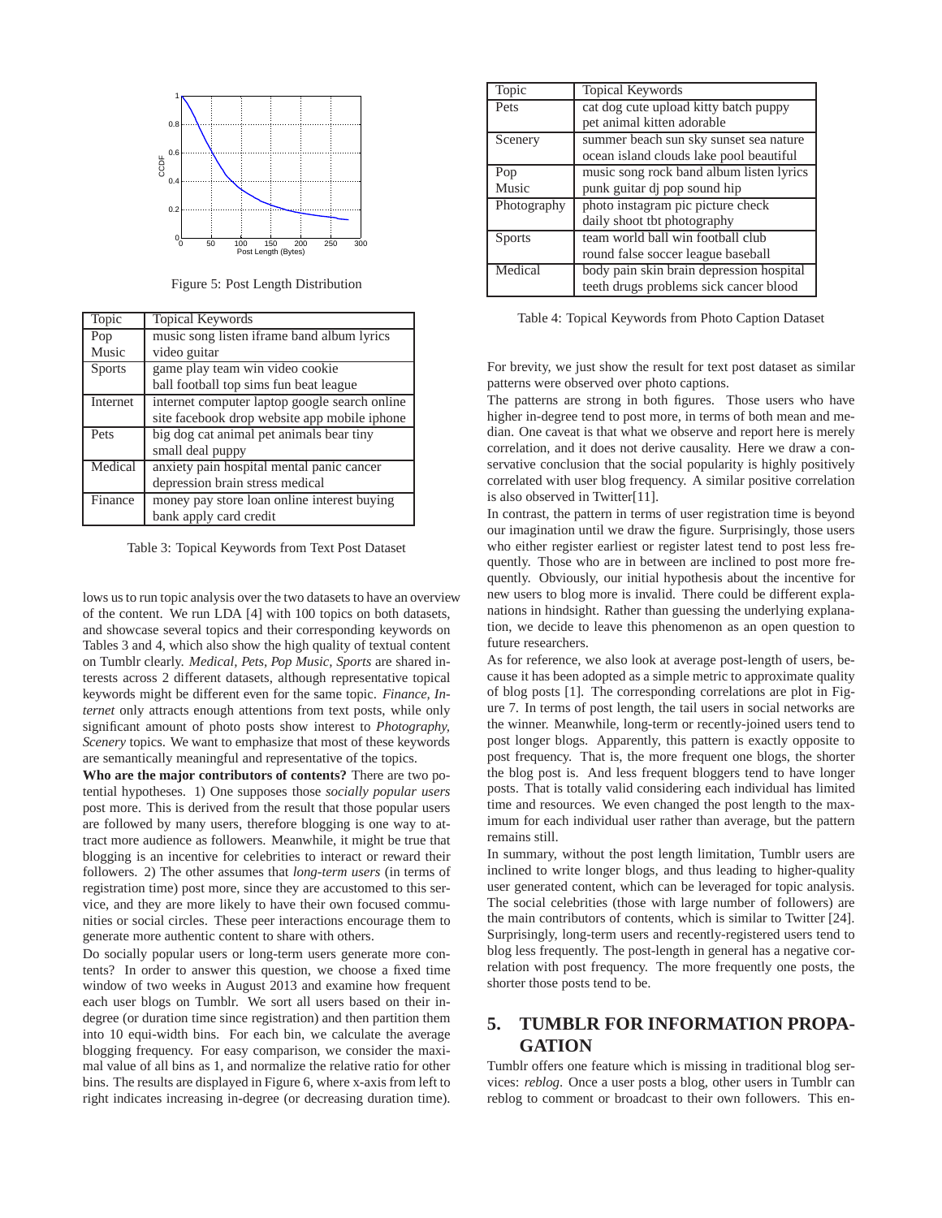Figure 5: Post Length Distribution

| Topic | Topical Keywords |
|---|---|
| Pop Music | music song listen iframe band album lyrics video guitar |
| Sports | game play team win video cookie ball football top sims fun beat league |
| Internet | internet computer laptop google search online site facebook drop website app mobile iphone |
| Pets | big dog cat animal pet animals bear tiny small deal puppy |
| Medical | anxiety pain hospital mental panic cancer depression brain stress medical |
| Finance | money pay store loan online interest buying bank apply card credit |

Table 3: Topical Keywords from Text Post Dataset

lows us to run topic analysis over the two datasets to have an overview of the content. We run LDA [4] with 100 topics on both datasets, and showcase several topics and their corresponding keywords on Tables 3 and 4, which also show the high quality of textual content on Tumblr clearly. *Medical, Pets, Pop Music, Sports* are shared interests across 2 different datasets, although representative topical keywords might be different even for the same topic. *Finance, Internet* only attracts enough attentions from text posts, while only significant amount of photo posts show interest to *Photography, Scenery* topics. We want to emphasize that most of these keywords are semantically meaningful and representative of the topics.

**Who are the major contributors of contents?** There are two potential hypotheses. 1) One supposes those *socially popular users* post more. This is derived from the result that those popular users are followed by many users, therefore blogging is one way to attract more audience as followers. Meanwhile, it might be true that blogging is an incentive for celebrities to interact or reward their followers. 2) The other assumes that *long-term users* (in terms of registration time) post more, since they are accustomed to this service, and they are more likely to have their own focused communities or social circles. These peer interactions encourage them to generate more authentic content to share with others.

Do socially popular users or long-term users generate more contents? In order to answer this question, we choose a fixed time window of two weeks in August 2013 and examine how frequent each user blogs on Tumblr. We sort all users based on their in-degree (or duration time since registration) and then partition them into 10 equi-width bins. For each bin, we calculate the average blogging frequency. For easy comparison, we consider the maximal value of all bins as 1, and normalize the relative ratio for other bins. The results are displayed in Figure 6, where x-axis from left to right indicates increasing in-degree (or decreasing duration time).

| Topic | Topical Keywords |
|---|---|
| Pets | cat dog cute upload kitty batch puppy pet animal kitten adorable |
| Scenery | summer beach sun sky sunset sea nature ocean island clouds lake pool beautiful |
| Pop Music | music song rock band album listen lyrics punk guitar dj pop sound hip |
| Photography | photo instagram pic picture check daily shoot tbt photography |
| Sports | team world ball win football club round false soccer league baseball |
| Medical | body pain skin brain depression hospital teeth drugs problems sick cancer blood |

Table 4: Topical Keywords from Photo Caption Dataset

For brevity, we just show the result for text post dataset as similar patterns were observed over photo captions.

The patterns are strong in both figures. Those users who have higher in-degree tend to post more, in terms of both mean and median. One caveat is that what we observe and report here is merely correlation, and it does not derive causality. Here we draw a conservative conclusion that the social popularity is highly positively correlated with user blog frequency. A similar positive correlation is also observed in Twitter[11].

In contrast, the pattern in terms of user registration time is beyond our imagination until we draw the figure. Surprisingly, those users who either register earliest or register latest tend to post less frequently. Those who are in between are inclined to post more frequently. Obviously, our initial hypothesis about the incentive for new users to blog more is invalid. There could be different explanations in hindsight. Rather than guessing the underlying explanation, we decide to leave this phenomenon as an open question to future researchers.

As for reference, we also look at average post-length of users, because it has been adopted as a simple metric to approximate quality of blog posts [1]. The corresponding correlations are plot in Figure 7. In terms of post length, the tail users in social networks are the winner. Meanwhile, long-term or recently-joined users tend to post longer blogs. Apparently, this pattern is exactly opposite to post frequency. That is, the more frequent one blogs, the shorter the blog post is. And less frequent bloggers tend to have longer posts. That is totally valid considering each individual has limited time and resources. We even changed the post length to the maximum for each individual user rather than average, but the pattern remains still.

In summary, without the post length limitation, Tumblr users are inclined to write longer blogs, and thus leading to higher-quality user generated content, which can be leveraged for topic analysis. The social celebrities (those with large number of followers) are the main contributors of contents, which is similar to Twitter [24]. Surprisingly, long-term users and recently-registered users tend to blog less frequently. The post-length in general has a negative correlation with post frequency. The more frequently one posts, the shorter those posts tend to be.

## 5. TUMBLR FOR INFORMATION PROPAGATION

Tumblr offers one feature which is missing in traditional blog services: *reblog*. Once a user posts a blog, other users in Tumblr can reblog to comment or broadcast to their own followers. This en-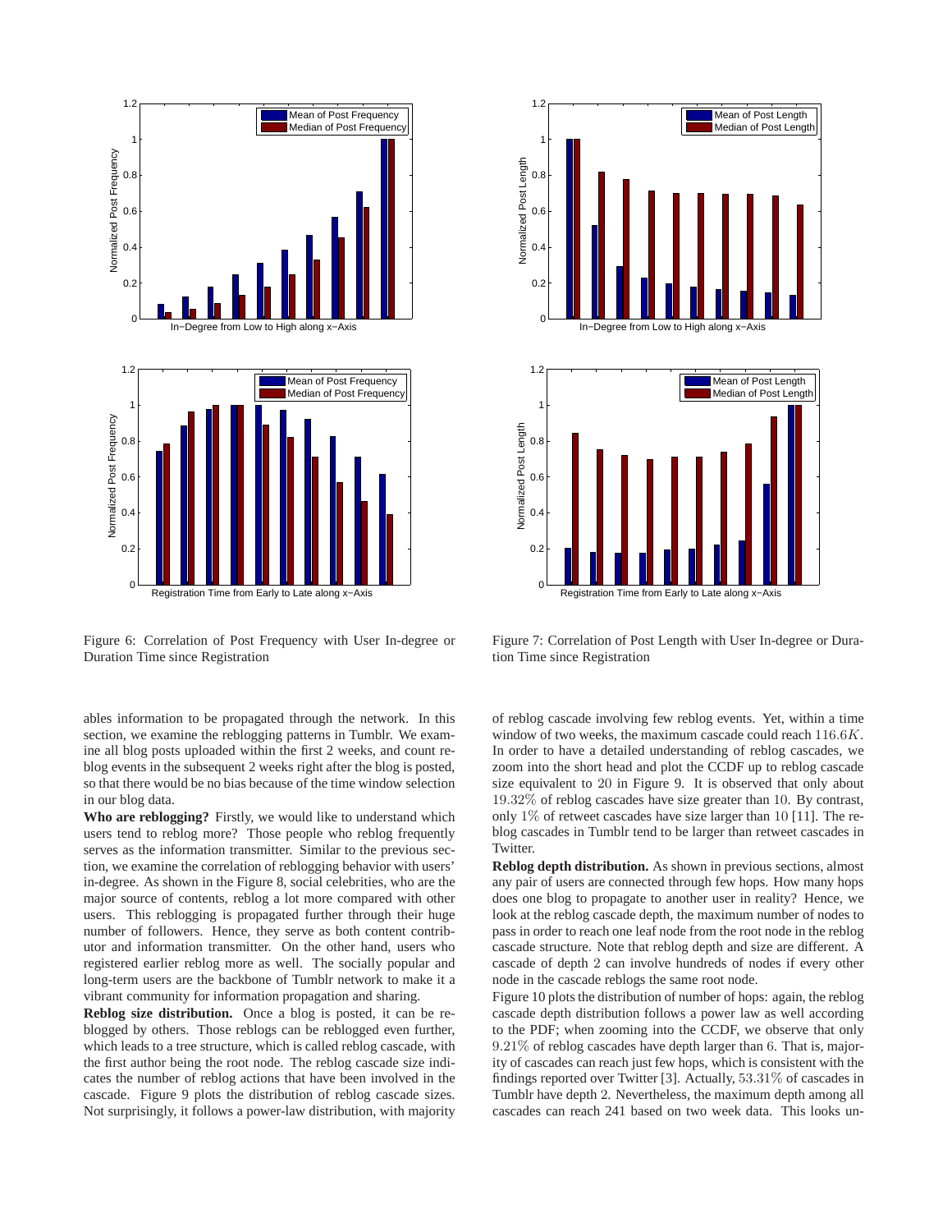Figure 6: Correlation of Post Frequency with User In-degree or Duration Time since Registration

Figure 7: Correlation of Post Length with User In-degree or Duration Time since Registration

ables information to be propagated through the network. In this section, we examine the reblogging patterns in Tumblr. We examine all blog posts uploaded within the first 2 weeks, and count reblog events in the subsequent 2 weeks right after the blog is posted, so that there would be no bias because of the time window selection in our blog data.

**Who are reblogging?** Firstly, we would like to understand which users tend to reblog more? Those people who reblog frequently serves as the information transmitter. Similar to the previous section, we examine the correlation of reblogging behavior with users' in-degree. As shown in the Figure 8, social celebrities, who are the major source of contents, reblog a lot more compared with other users. This reblogging is propagated further through their huge number of followers. Hence, they serve as both content contributor and information transmitter. On the other hand, users who registered earlier reblog more as well. The socially popular and long-term users are the backbone of Tumblr network to make it a vibrant community for information propagation and sharing.

**Reblog size distribution.** Once a blog is posted, it can be reblogged by others. Those reblogs can be reblogged even further, which leads to a tree structure, which is called reblog cascade, with the first author being the root node. The reblog cascade size indicates the number of reblog actions that have been involved in the cascade. Figure 9 plots the distribution of reblog cascade sizes. Not surprisingly, it follows a power-law distribution, with majority of reblog cascade involving few reblog events. Yet, within a time window of two weeks, the maximum cascade could reach $116.6K$. In order to have a detailed understanding of reblog cascades, we zoom into the short head and plot the CCDF up to reblog cascade size equivalent to $20$ in Figure 9. It is observed that only about $19.32\%$ of reblog cascades have size greater than $10$. By contrast, only $1\%$ of retweet cascades have size larger than $10$ [11]. The reblog cascades in Tumblr tend to be larger than retweet cascades in Twitter.

**Reblog depth distribution.** As shown in previous sections, almost any pair of users are connected through few hops. How many hops does one blog to propagate to another user in reality? Hence, we look at the reblog cascade depth, the maximum number of nodes to pass in order to reach one leaf node from the root node in the reblog cascade structure. Note that reblog depth and size are different. A cascade of depth $2$ can involve hundreds of nodes if every other node in the cascade reblogs the same root node.

Figure 10 plots the distribution of number of hops: again, the reblog cascade depth distribution follows a power law as well according to the PDF; when zooming into the CCDF, we observe that only $9.21\%$ of reblog cascades have depth larger than $6$. That is, majority of cascades can reach just few hops, which is consistent with the findings reported over Twitter [3]. Actually, $53.31\%$ of cascades in Tumblr have depth $2$. Nevertheless, the maximum depth among all cascades can reach 241 based on two week data. This looks un-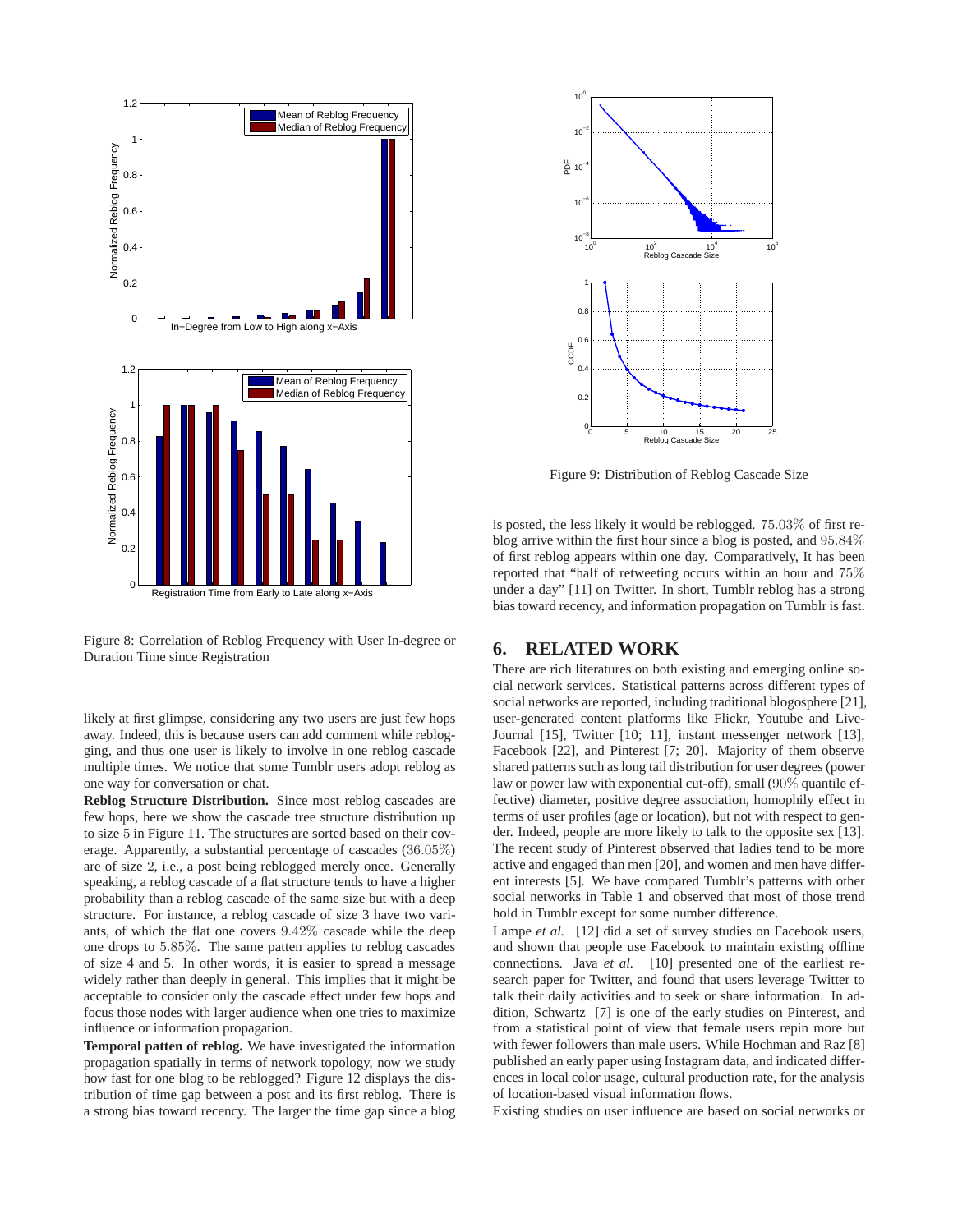Figure 8: Correlation of Reblog Frequency with User In-degree or Duration Time since Registration

likely at first glimpse, considering any two users are just few hops away. Indeed, this is because users can add comment while reblogging, and thus one user is likely to involve in one reblog cascade multiple times. We notice that some Tumblr users adopt reblog as one way for conversation or chat.

**Reblog Structure Distribution.** Since most reblog cascades are few hops, here we show the cascade tree structure distribution up to size $5$ in Figure 11. The structures are sorted based on their coverage. Apparently, a substantial percentage of cascades ($36.05\%$) are of size $2$, i.e., a post being reblogged merely once. Generally speaking, a reblog cascade of a flat structure tends to have a higher probability than a reblog cascade of the same size but with a deep structure. For instance, a reblog cascade of size $3$ have two variants, of which the flat one covers $9.42\%$ cascade while the deep one drops to $5.85\%$. The same patten applies to reblog cascades of size 4 and 5. In other words, it is easier to spread a message widely rather than deeply in general. This implies that it might be acceptable to consider only the cascade effect under few hops and focus those nodes with larger audience when one tries to maximize influence or information propagation.

**Temporal patten of reblog.** We have investigated the information propagation spatially in terms of network topology, now we study how fast for one blog to be reblogged? Figure 12 displays the distribution of time gap between a post and its first reblog. There is a strong bias toward recency. The larger the time gap since a blog is posted, the less likely it would be reblogged. $75.03\%$ of first reblog arrive within the first hour since a blog is posted, and $95.84\%$ of first reblog appears within one day. Comparatively, It has been reported that "half of retweeting occurs within an hour and $75\%$ under a day" [11] on Twitter. In short, Tumblr reblog has a strong bias toward recency, and information propagation on Tumblr is fast.

Figure 9: Distribution of Reblog Cascade Size

## 6. RELATED WORK

There are rich literatures on both existing and emerging online social network services. Statistical patterns across different types of social networks are reported, including traditional blogosphere [21], user-generated content platforms like Flickr, Youtube and LiveJournal [15], Twitter [10; 11], instant messenger network [13], Facebook [22], and Pinterest [7; 20]. Majority of them observe shared patterns such as long tail distribution for user degrees (power law or power law with exponential cut-off), small ($90\%$ quantile effective) diameter, positive degree association, homophily effect in terms of user profiles (age or location), but not with respect to gender. Indeed, people are more likely to talk to the opposite sex [13]. The recent study of Pinterest observed that ladies tend to be more active and engaged than men [20], and women and men have different interests [5]. We have compared Tumblr's patterns with other social networks in Table 1 and observed that most of those trend hold in Tumblr except for some number difference.

Lampe *et al.* [12] did a set of survey studies on Facebook users, and shown that people use Facebook to maintain existing offline connections. Java *et al.* [10] presented one of the earliest research paper for Twitter, and found that users leverage Twitter to talk their daily activities and to seek or share information. In addition, Schwartz [7] is one of the early studies on Pinterest, and from a statistical point of view that female users repin more but with fewer followers than male users. While Hochman and Raz [8] published an early paper using Instagram data, and indicated differences in local color usage, cultural production rate, for the analysis of location-based visual information flows.

Existing studies on user influence are based on social networks or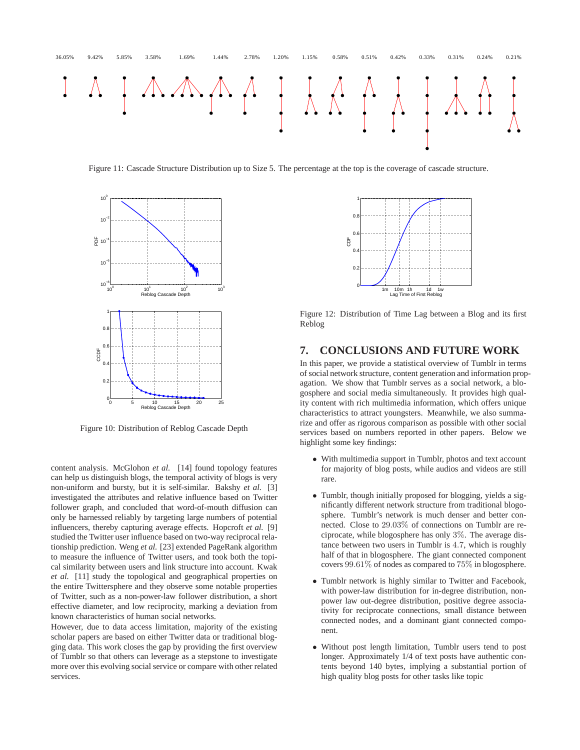Figure 11: Cascade Structure Distribution up to Size 5. The percentage at the top is the coverage of cascade structure.

Figure 10: Distribution of Reblog Cascade Depth

Figure 12: Distribution of Time Lag between a Blog and its first Reblog

content analysis. McGlohon *et al.* [14] found topology features can help us distinguish blogs, the temporal activity of blogs is very non-uniform and bursty, but it is self-similar. Bakshy *et al.* [3] investigated the attributes and relative influence based on Twitter follower graph, and concluded that word-of-mouth diffusion can only be harnessed reliably by targeting large numbers of potential influencers, thereby capturing average effects. Hopcroft *et al.* [9] studied the Twitter user influence based on two-way reciprocal relationship prediction. Weng *et al.* [23] extended PageRank algorithm to measure the influence of Twitter users, and took both the topical similarity between users and link structure into account. Kwak *et al.* [11] study the topological and geographical properties on the entire Twittersphere and they observe some notable properties of Twitter, such as a non-power-law follower distribution, a short effective diameter, and low reciprocity, marking a deviation from known characteristics of human social networks.

However, due to data access limitation, majority of the existing scholar papers are based on either Twitter data or traditional blogging data. This work closes the gap by providing the first overview of Tumblr so that others can leverage as a stepstone to investigate more over this evolving social service or compare with other related services.

## 7. CONCLUSIONS AND FUTURE WORK

In this paper, we provide a statistical overview of Tumblr in terms of social network structure, content generation and information propagation. We show that Tumblr serves as a social network, a blogosphere and social media simultaneously. It provides high quality content with rich multimedia information, which offers unique characteristics to attract youngsters. Meanwhile, we also summarize and offer as rigorous comparison as possible with other social services based on numbers reported in other papers. Below we highlight some key findings:

- With multimedia support in Tumblr, photos and text account for majority of blog posts, while audios and videos are still rare.
- Tumblr, though initially proposed for blogging, yields a significantly different network structure from traditional blogosphere. Tumblr's network is much denser and better connected. Close to $29.03\%$ of connections on Tumblr are reciprocate, while blogosphere has only $3\%$. The average distance between two users in Tumblr is $4.7$, which is roughly half of that in blogosphere. The giant connected component covers $99.61\%$ of nodes as compared to $75\%$ in blogosphere.
- Tumblr network is highly similar to Twitter and Facebook, with power-law distribution for in-degree distribution, non-power law out-degree distribution, positive degree associativity for reciprocate connections, small distance between connected nodes, and a dominant giant connected component.
- Without post length limitation, Tumblr users tend to post longer. Approximately 1/4 of text posts have authentic contents beyond 140 bytes, implying a substantial portion of high quality blog posts for other tasks like topic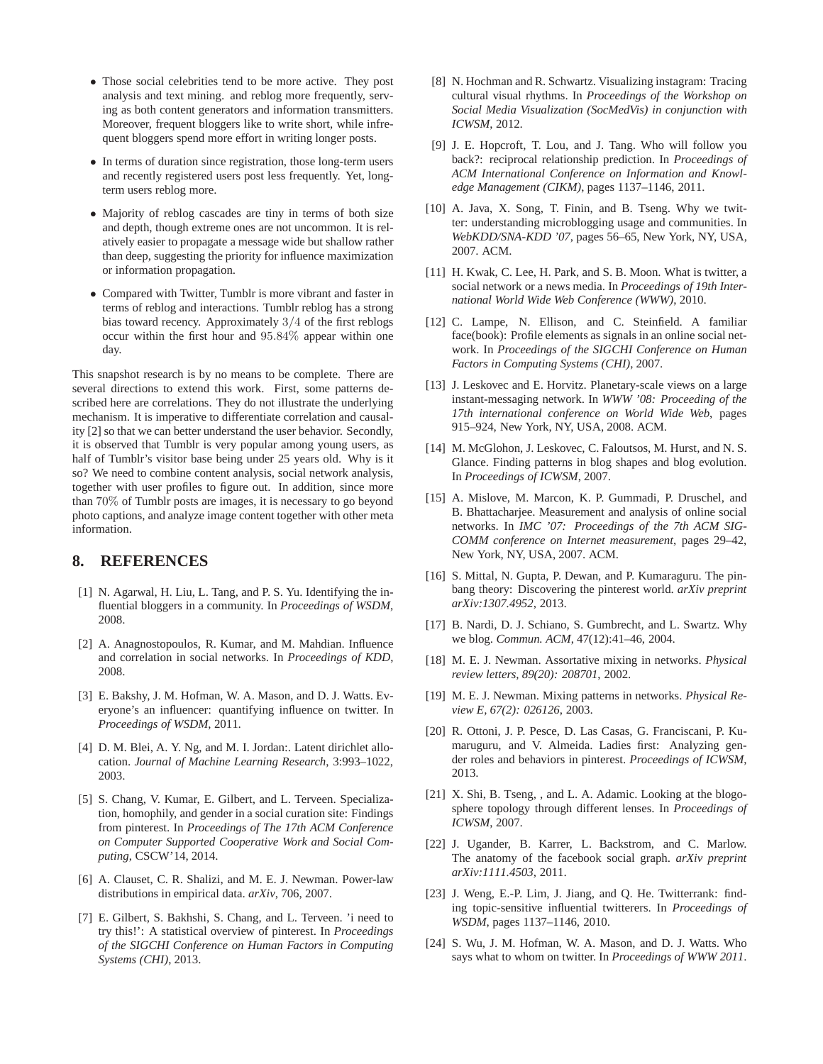- Those social celebrities tend to be more active. They post analysis and text mining. and reblog more frequently, serving as both content generators and information transmitters. Moreover, frequent bloggers like to write short, while infrequent bloggers spend more effort in writing longer posts.
- In terms of duration since registration, those long-term users and recently registered users post less frequently. Yet, long-term users reblog more.
- Majority of reblog cascades are tiny in terms of both size and depth, though extreme ones are not uncommon. It is relatively easier to propagate a message wide but shallow rather than deep, suggesting the priority for influence maximization or information propagation.
- Compared with Twitter, Tumblr is more vibrant and faster in terms of reblog and interactions. Tumblr reblog has a strong bias toward recency. Approximately $3/4$ of the first reblogs occur within the first hour and $95.84\%$ appear within one day.

This snapshot research is by no means to be complete. There are several directions to extend this work. First, some patterns described here are correlations. They do not illustrate the underlying mechanism. It is imperative to differentiate correlation and causality [2] so that we can better understand the user behavior. Secondly, it is observed that Tumblr is very popular among young users, as half of Tumblr's visitor base being under 25 years old. Why is it so? We need to combine content analysis, social network analysis, together with user profiles to figure out. In addition, since more than $70\%$ of Tumblr posts are images, it is necessary to go beyond photo captions, and analyze image content together with other meta information.

## 8. REFERENCES

[1] N. Agarwal, H. Liu, L. Tang, and P. S. Yu. Identifying the influential bloggers in a community. In *Proceedings of WSDM*, 2008.

[2] A. Anagnostopoulos, R. Kumar, and M. Mahdian. Influence and correlation in social networks. In *Proceedings of KDD*, 2008.

[3] E. Bakshy, J. M. Hofman, W. A. Mason, and D. J. Watts. Everyone's an influencer: quantifying influence on twitter. In *Proceedings of WSDM*, 2011.

[4] D. M. Blei, A. Y. Ng, and M. I. Jordan:. Latent dirichlet allocation. *Journal of Machine Learning Research*, 3:993–1022, 2003.

[5] S. Chang, V. Kumar, E. Gilbert, and L. Terveen. Specialization, homophily, and gender in a social curation site: Findings from pinterest. In *Proceedings of The 17th ACM Conference on Computer Supported Cooperative Work and Social Computing*, CSCW'14, 2014.

[6] A. Clauset, C. R. Shalizi, and M. E. J. Newman. Power-law distributions in empirical data. *arXiv*, 706, 2007.

[7] E. Gilbert, S. Bakhshi, S. Chang, and L. Terveen. 'i need to try this!': A statistical overview of pinterest. In *Proceedings of the SIGCHI Conference on Human Factors in Computing Systems (CHI)*, 2013.

[8] N. Hochman and R. Schwartz. Visualizing instagram: Tracing cultural visual rhythms. In *Proceedings of the Workshop on Social Media Visualization (SocMedVis) in conjunction with ICWSM*, 2012.

[9] J. E. Hopcroft, T. Lou, and J. Tang. Who will follow you back?: reciprocal relationship prediction. In *Proceedings of ACM International Conference on Information and Knowledge Management (CIKM)*, pages 1137–1146, 2011.

[10] A. Java, X. Song, T. Finin, and B. Tseng. Why we twitter: understanding microblogging usage and communities. In *WebKDD/SNA-KDD '07*, pages 56–65, New York, NY, USA, 2007. ACM.

[11] H. Kwak, C. Lee, H. Park, and S. B. Moon. What is twitter, a social network or a news media. In *Proceedings of 19th International World Wide Web Conference (WWW)*, 2010.

[12] C. Lampe, N. Ellison, and C. Steinfield. A familiar face(book): Profile elements as signals in an online social network. In *Proceedings of the SIGCHI Conference on Human Factors in Computing Systems (CHI)*, 2007.

[13] J. Leskovec and E. Horvitz. Planetary-scale views on a large instant-messaging network. In *WWW '08: Proceeding of the 17th international conference on World Wide Web*, pages 915–924, New York, NY, USA, 2008. ACM.

[14] M. McGlohon, J. Leskovec, C. Faloutsos, M. Hurst, and N. S. Glance. Finding patterns in blog shapes and blog evolution. In *Proceedings of ICWSM*, 2007.

[15] A. Mislove, M. Marcon, K. P. Gummadi, P. Druschel, and B. Bhattacharjee. Measurement and analysis of online social networks. In *IMC '07: Proceedings of the 7th ACM SIGCOMM conference on Internet measurement*, pages 29–42, New York, NY, USA, 2007. ACM.

[16] S. Mittal, N. Gupta, P. Dewan, and P. Kumaraguru. The pinbang theory: Discovering the pinterest world. *arXiv preprint arXiv:1307.4952*, 2013.

[17] B. Nardi, D. J. Schiano, S. Gumbrecht, and L. Swartz. Why we blog. *Commun. ACM*, 47(12):41–46, 2004.

[18] M. E. J. Newman. Assortative mixing in networks. *Physical review letters, 89(20): 208701*, 2002.

[19] M. E. J. Newman. Mixing patterns in networks. *Physical Review E, 67(2): 026126*, 2003.

[20] R. Ottoni, J. P. Pesce, D. Las Casas, G. Franciscani, P. Kumaruguru, and V. Almeida. Ladies first: Analyzing gender roles and behaviors in pinterest. *Proceedings of ICWSM*, 2013.

[21] X. Shi, B. Tseng, , and L. A. Adamic. Looking at the blogosphere topology through different lenses. In *Proceedings of ICWSM*, 2007.

[22] J. Ugander, B. Karrer, L. Backstrom, and C. Marlow. The anatomy of the facebook social graph. *arXiv preprint arXiv:1111.4503*, 2011.

[23] J. Weng, E.-P. Lim, J. Jiang, and Q. He. Twitterrank: finding topic-sensitive influential twitterers. In *Proceedings of WSDM*, pages 1137–1146, 2010.

[24] S. Wu, J. M. Hofman, W. A. Mason, and D. J. Watts. Who says what to whom on twitter. In *Proceedings of WWW 2011*.